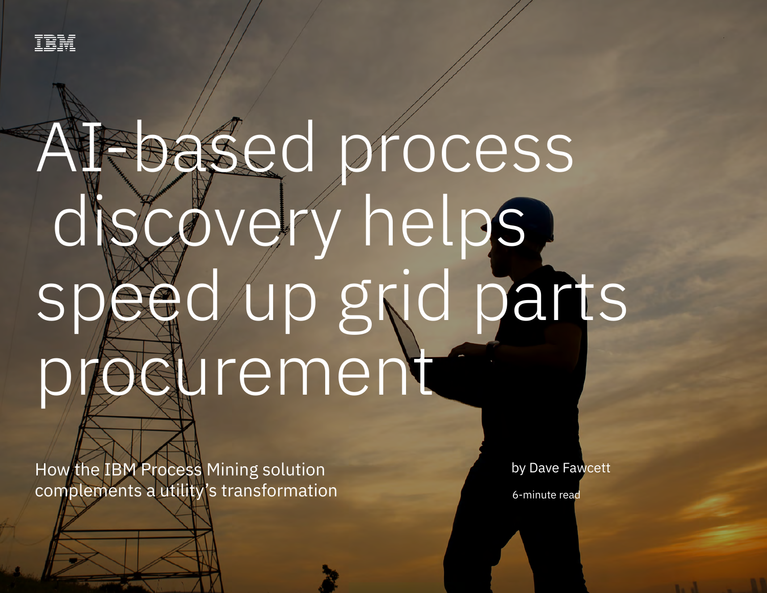IBM

# AI-based process discovery helps speed up grid parts procurement

How the IBM Process Mining solution complements a utility's transformation

by Dave Fawcett

6-minute read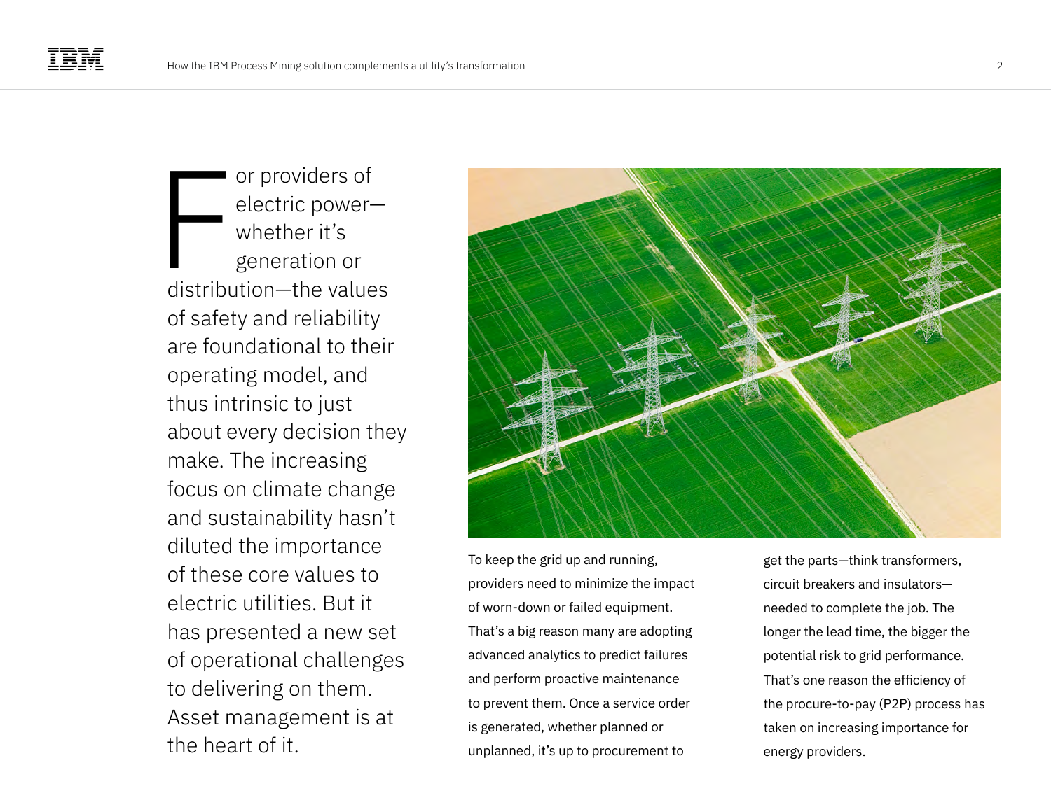For providers of electric power—whether it's generation or distribution—the values of safety and reliability are foundational to their operating model, and thus intrinsic to just about every decision they make. The increasing focus on climate change and sustainability hasn't diluted the importance of these core values to electric utilities. But it has presented a new set of operational challenges to delivering on them. Asset management is at the heart of it.

To keep the grid up and running, providers need to minimize the impact of worn-down or failed equipment. That's a big reason many are adopting advanced analytics to predict failures and perform proactive maintenance to prevent them. Once a service order is generated, whether planned or unplanned, it's up to procurement to get the parts—think transformers, circuit breakers and insulators—needed to complete the job. The longer the lead time, the bigger the potential risk to grid performance. That's one reason the efficiency of the procure-to-pay (P2P) process has taken on increasing importance for energy providers.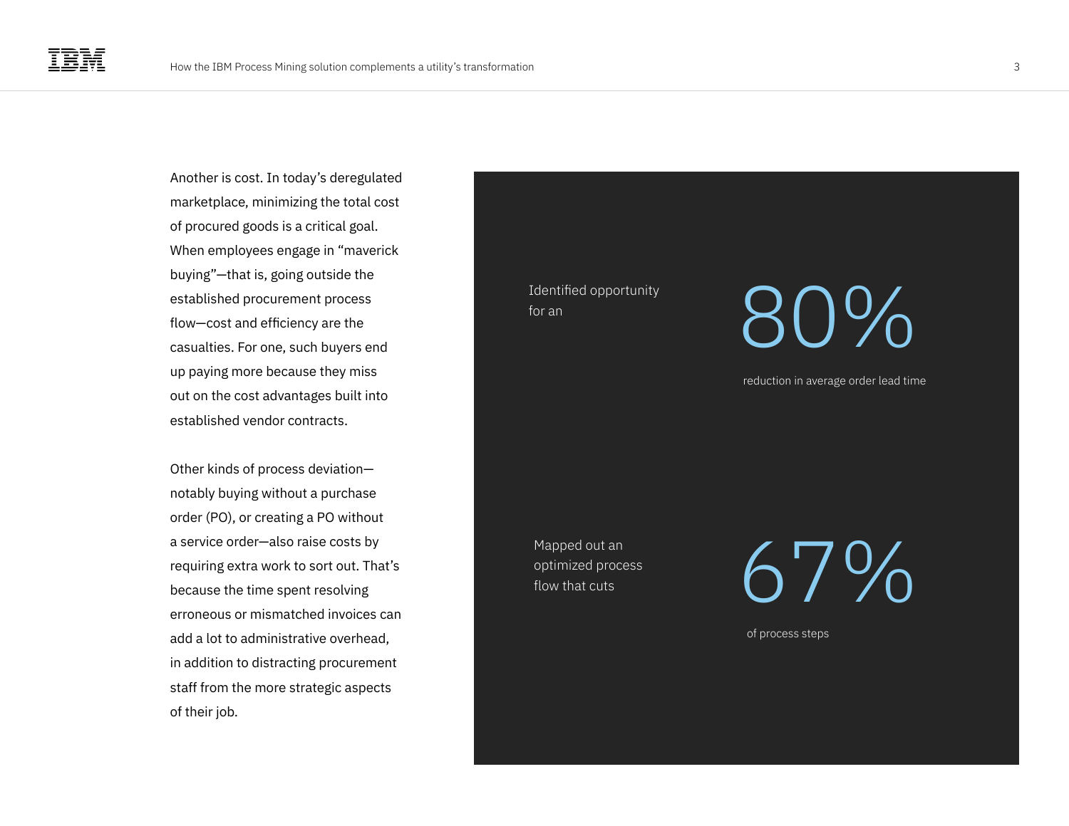Another is cost. In today's deregulated marketplace, minimizing the total cost of procured goods is a critical goal. When employees engage in "maverick buying"—that is, going outside the established procurement process flow—cost and efficiency are the casualties. For one, such buyers end up paying more because they miss out on the cost advantages built into established vendor contracts.

Other kinds of process deviation—notably buying without a purchase order (PO), or creating a PO without a service order—also raise costs by requiring extra work to sort out. That's because the time spent resolving erroneous or mismatched invoices can add a lot to administrative overhead, in addition to distracting procurement staff from the more strategic aspects of their job.

Identified opportunity for an

**80%**

reduction in average order lead time

Mapped out an optimized process flow that cuts

**67%**

of process steps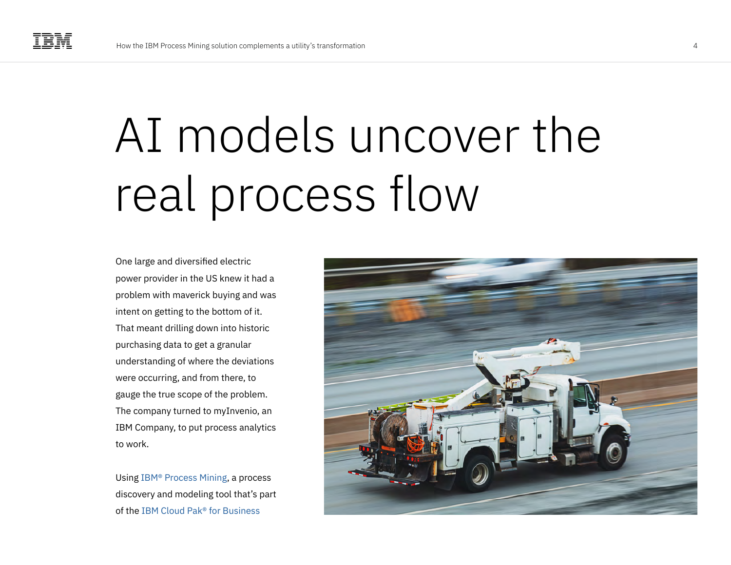# AI models uncover the real process flow

One large and diversified electric power provider in the US knew it had a problem with maverick buying and was intent on getting to the bottom of it. That meant drilling down into historic purchasing data to get a granular understanding of where the deviations were occurring, and from there, to gauge the true scope of the problem. The company turned to myInvenio, an IBM Company, to put process analytics to work.

Using IBM® Process Mining, a process discovery and modeling tool that's part of the IBM Cloud Pak® for Business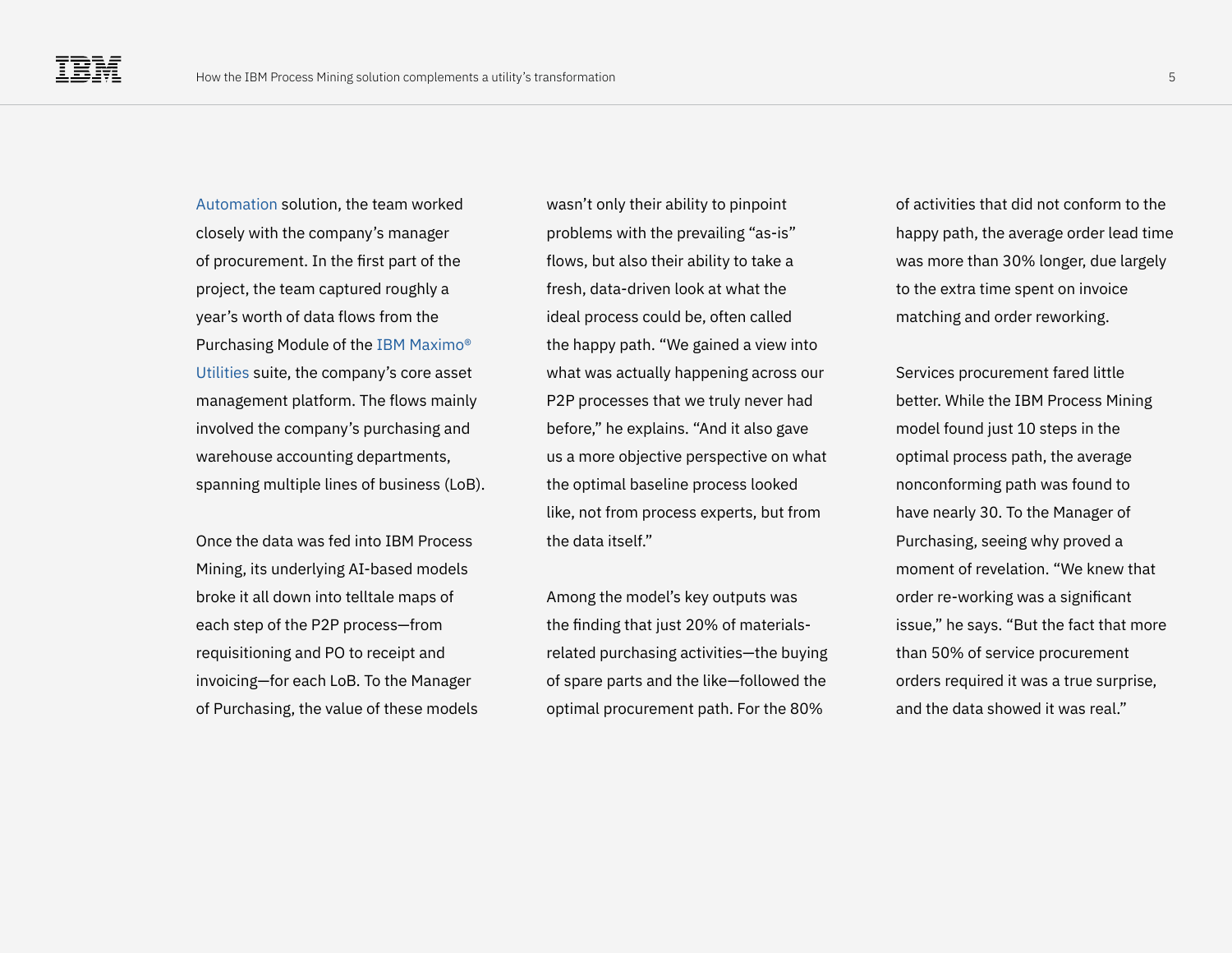Automation solution, the team worked closely with the company's manager of procurement. In the first part of the project, the team captured roughly a year's worth of data flows from the Purchasing Module of the IBM Maximo® Utilities suite, the company's core asset management platform. The flows mainly involved the company's purchasing and warehouse accounting departments, spanning multiple lines of business (LoB).

Once the data was fed into IBM Process Mining, its underlying AI-based models broke it all down into telltale maps of each step of the P2P process—from requisitioning and PO to receipt and invoicing—for each LoB. To the Manager of Purchasing, the value of these models wasn't only their ability to pinpoint problems with the prevailing "as-is" flows, but also their ability to take a fresh, data-driven look at what the ideal process could be, often called the happy path. "We gained a view into what was actually happening across our P2P processes that we truly never had before," he explains. "And it also gave us a more objective perspective on what the optimal baseline process looked like, not from process experts, but from the data itself."

Among the model's key outputs was the finding that just 20% of materials-related purchasing activities—the buying of spare parts and the like—followed the optimal procurement path. For the 80% of activities that did not conform to the happy path, the average order lead time was more than 30% longer, due largely to the extra time spent on invoice matching and order reworking.

Services procurement fared little better. While the IBM Process Mining model found just 10 steps in the optimal process path, the average nonconforming path was found to have nearly 30. To the Manager of Purchasing, seeing why proved a moment of revelation. "We knew that order re-working was a significant issue," he says. "But the fact that more than 50% of service procurement orders required it was a true surprise, and the data showed it was real."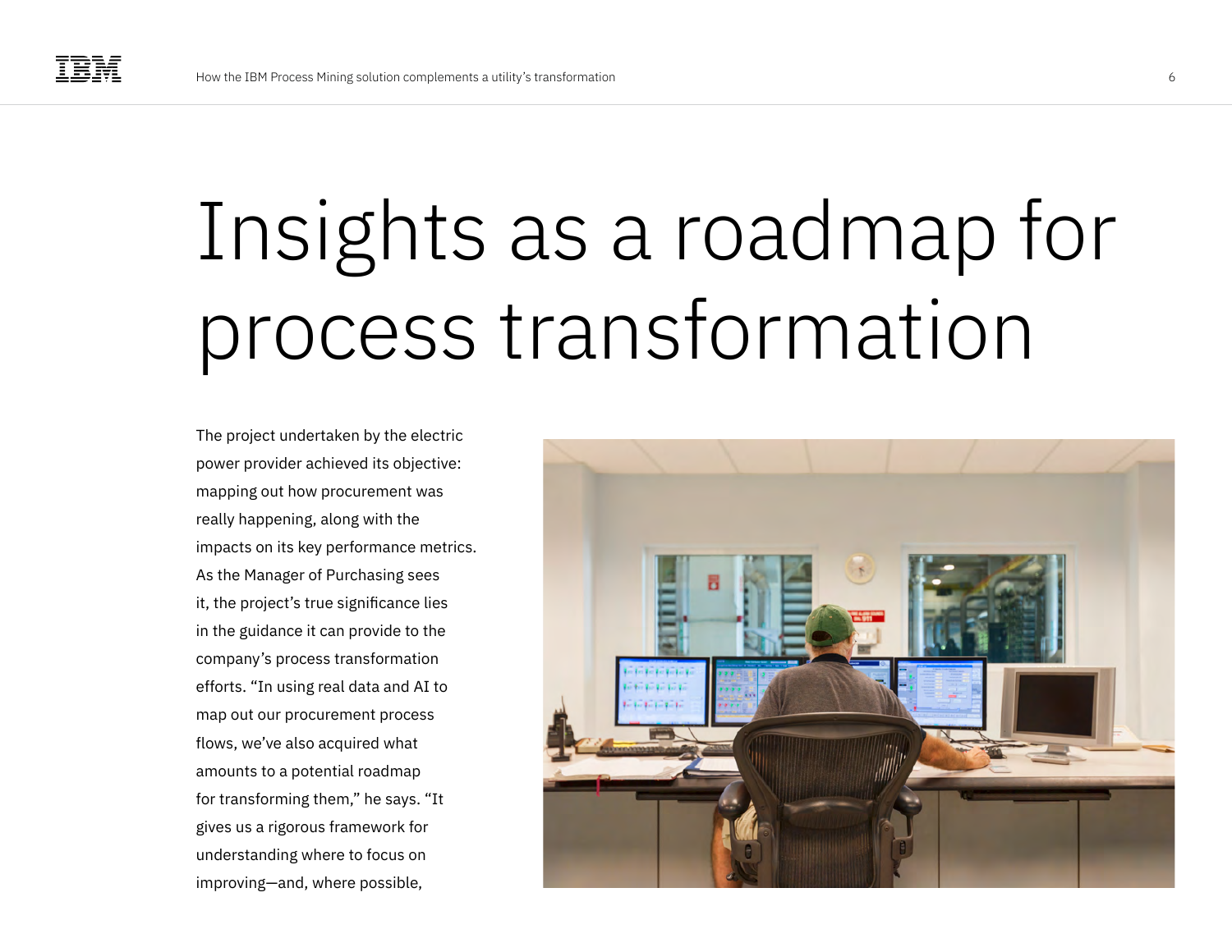# Insights as a roadmap for process transformation

The project undertaken by the electric power provider achieved its objective: mapping out how procurement was really happening, along with the impacts on its key performance metrics. As the Manager of Purchasing sees it, the project's true significance lies in the guidance it can provide to the company's process transformation efforts. "In using real data and AI to map out our procurement process flows, we've also acquired what amounts to a potential roadmap for transforming them," he says. "It gives us a rigorous framework for understanding where to focus on improving—and, where possible,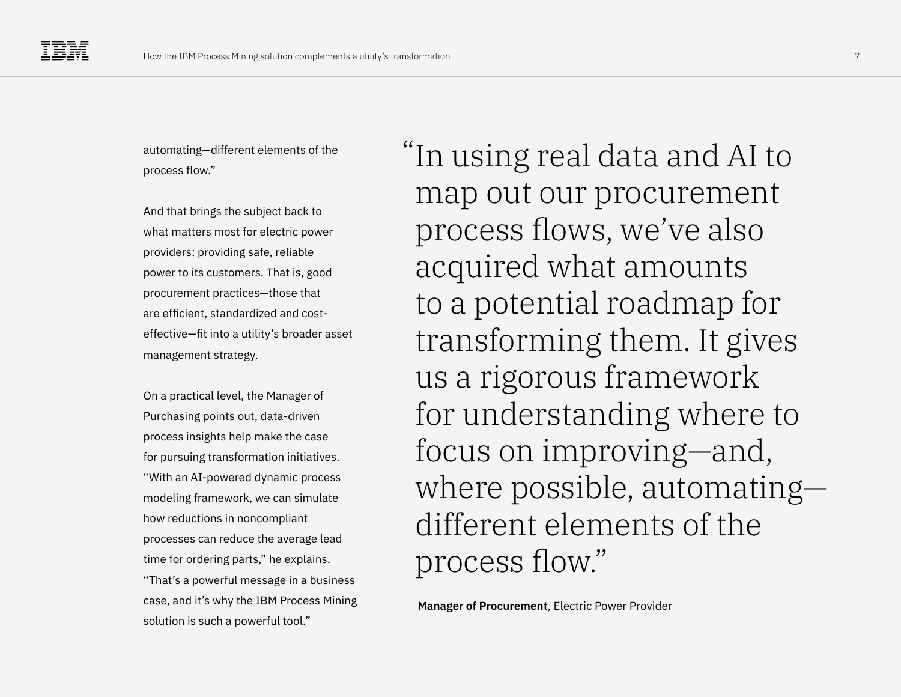automating—different elements of the process flow."

And that brings the subject back to what matters most for electric power providers: providing safe, reliable power to its customers. That is, good procurement practices—those that are efficient, standardized and cost-effective—fit into a utility's broader asset management strategy.

On a practical level, the Manager of Purchasing points out, data-driven process insights help make the case for pursuing transformation initiatives. "With an AI-powered dynamic process modeling framework, we can simulate how reductions in noncompliant processes can reduce the average lead time for ordering parts," he explains. "That's a powerful message in a business case, and it's why the IBM Process Mining solution is such a powerful tool."

> "In using real data and AI to map out our procurement process flows, we've also acquired what amounts to a potential roadmap for transforming them. It gives us a rigorous framework for understanding where to focus on improving—and, where possible, automating—different elements of the process flow."

**Manager of Procurement**, Electric Power Provider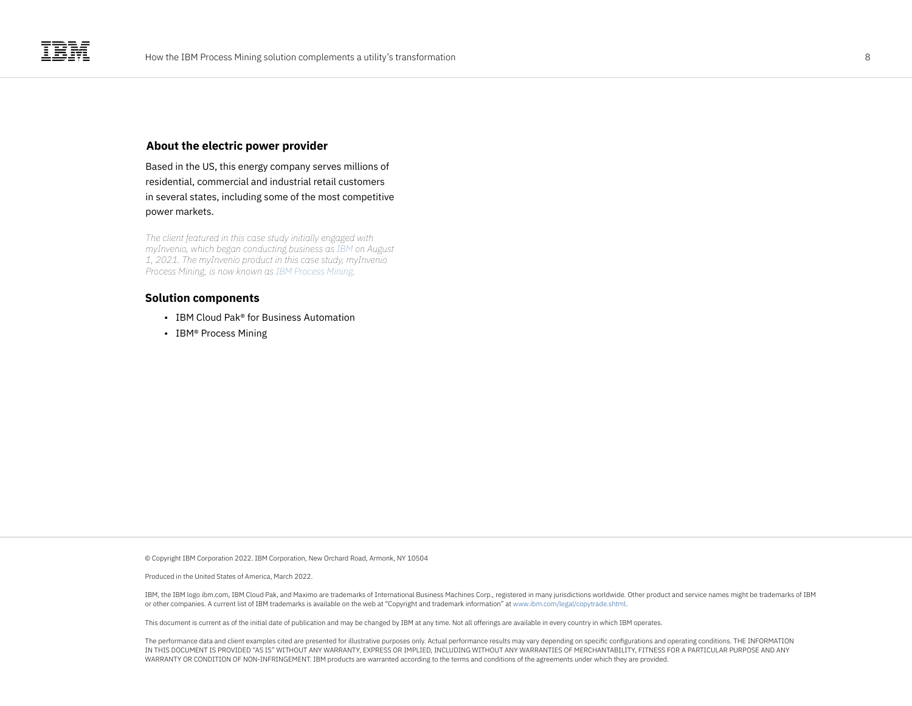### About the electric power provider

Based in the US, this energy company serves millions of residential, commercial and industrial retail customers in several states, including some of the most competitive power markets.

*The client featured in this case study initially engaged with myInvenio, which began conducting business as IBM on August 1, 2021. The myInvenio product in this case study, myInvenio Process Mining, is now known as IBM Process Mining.*

### Solution components

- IBM Cloud Pak® for Business Automation
- IBM® Process Mining

© Copyright IBM Corporation 2022. IBM Corporation, New Orchard Road, Armonk, NY 10504

Produced in the United States of America, March 2022.

IBM, the IBM logo ibm.com, IBM Cloud Pak, and Maximo are trademarks of International Business Machines Corp., registered in many jurisdictions worldwide. Other product and service names might be trademarks of IBM or other companies. A current list of IBM trademarks is available on the web at "Copyright and trademark information" at www.ibm.com/legal/copytrade.shtml.

This document is current as of the initial date of publication and may be changed by IBM at any time. Not all offerings are available in every country in which IBM operates.

The performance data and client examples cited are presented for illustrative purposes only. Actual performance results may vary depending on specific configurations and operating conditions. THE INFORMATION IN THIS DOCUMENT IS PROVIDED "AS IS" WITHOUT ANY WARRANTY, EXPRESS OR IMPLIED, INCLUDING WITHOUT ANY WARRANTIES OF MERCHANTABILITY, FITNESS FOR A PARTICULAR PURPOSE AND ANY WARRANTY OR CONDITION OF NON-INFRINGEMENT. IBM products are warranted according to the terms and conditions of the agreements under which they are provided.